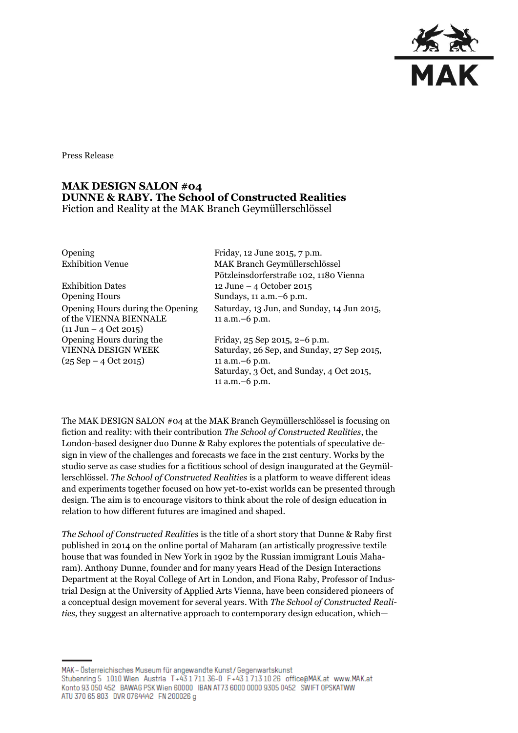Press Release

# MAK DESIGN SALON #04
# DUNNE & RABY. The School of Constructed Realities

Fiction and Reality at the MAK Branch Geymüllerschlössel

| | |
|---|---|
| Opening | Friday, 12 June 2015, 7 p.m. |
| Exhibition Venue | MAK Branch Geymüllerschlössel<br>Pötzleinsdorferstraße 102, 1180 Vienna |
| Exhibition Dates | 12 June – 4 October 2015 |
| Opening Hours | Sundays, 11 a.m.–6 p.m. |
| Opening Hours during the Opening of the VIENNA BIENNALE (11 Jun – 4 Oct 2015) | Saturday, 13 Jun, and Sunday, 14 Jun 2015, 11 a.m.–6 p.m. |
| Opening Hours during the VIENNA DESIGN WEEK (25 Sep – 4 Oct 2015) | Friday, 25 Sep 2015, 2–6 p.m.<br>Saturday, 26 Sep, and Sunday, 27 Sep 2015, 11 a.m.–6 p.m.<br>Saturday, 3 Oct, and Sunday, 4 Oct 2015, 11 a.m.–6 p.m. |

The MAK DESIGN SALON #04 at the MAK Branch Geymüllerschlössel is focusing on fiction and reality: with their contribution *The School of Constructed Realities*, the London-based designer duo Dunne & Raby explores the potentials of speculative design in view of the challenges and forecasts we face in the 21st century. Works by the studio serve as case studies for a fictitious school of design inaugurated at the Geymüllerschlössel. *The School of Constructed Realities* is a platform to weave different ideas and experiments together focused on how yet-to-exist worlds can be presented through design. The aim is to encourage visitors to think about the role of design education in relation to how different futures are imagined and shaped.

*The School of Constructed Realities* is the title of a short story that Dunne & Raby first published in 2014 on the online portal of Maharam (an artistically progressive textile house that was founded in New York in 1902 by the Russian immigrant Louis Maharam). Anthony Dunne, founder and for many years Head of the Design Interactions Department at the Royal College of Art in London, and Fiona Raby, Professor of Industrial Design at the University of Applied Arts Vienna, have been considered pioneers of a conceptual design movement for several years. With *The School of Constructed Realities*, they suggest an alternative approach to contemporary design education, which—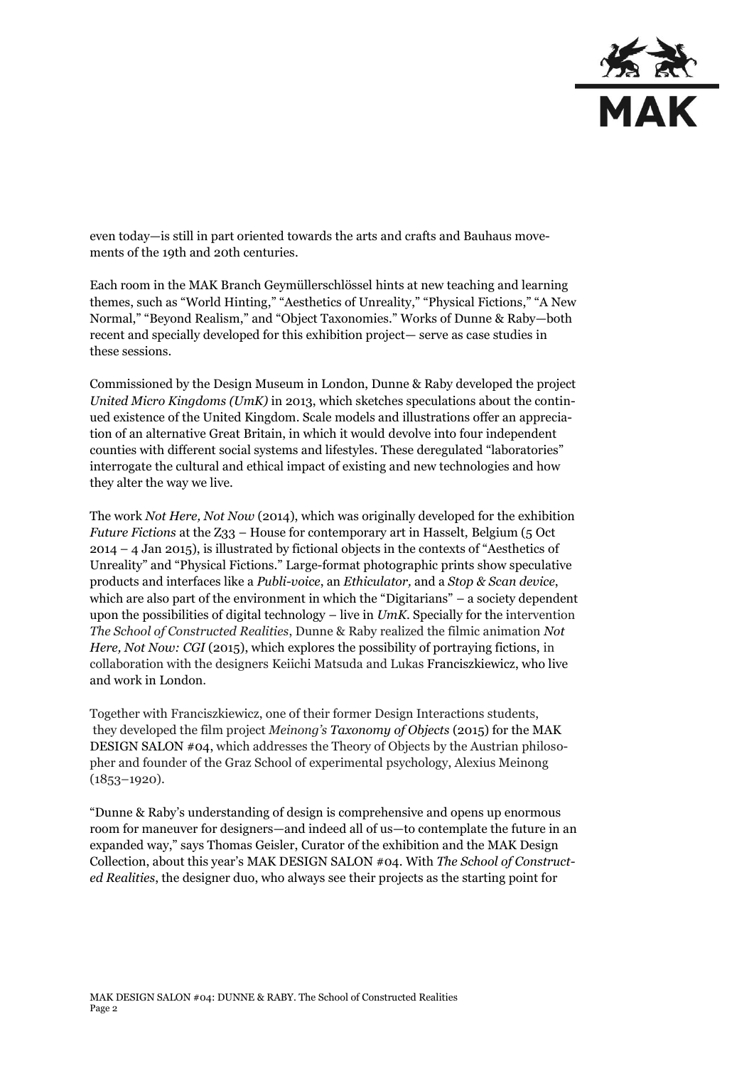even today—is still in part oriented towards the arts and crafts and Bauhaus movements of the 19th and 20th centuries.

Each room in the MAK Branch Geymüllerschlössel hints at new teaching and learning themes, such as "World Hinting," "Aesthetics of Unreality," "Physical Fictions," "A New Normal," "Beyond Realism," and "Object Taxonomies." Works of Dunne & Raby—both recent and specially developed for this exhibition project— serve as case studies in these sessions.

Commissioned by the Design Museum in London, Dunne & Raby developed the project *United Micro Kingdoms (UmK)* in 2013, which sketches speculations about the continued existence of the United Kingdom. Scale models and illustrations offer an appreciation of an alternative Great Britain, in which it would devolve into four independent counties with different social systems and lifestyles. These deregulated "laboratories" interrogate the cultural and ethical impact of existing and new technologies and how they alter the way we live.

The work *Not Here, Not Now* (2014), which was originally developed for the exhibition *Future Fictions* at the Z33 – House for contemporary art in Hasselt, Belgium (5 Oct 2014 – 4 Jan 2015), is illustrated by fictional objects in the contexts of "Aesthetics of Unreality" and "Physical Fictions." Large-format photographic prints show speculative products and interfaces like a *Publi-voice*, an *Ethiculator,* and a *Stop & Scan device*, which are also part of the environment in which the "Digitarians" – a society dependent upon the possibilities of digital technology – live in *UmK*. Specially for the intervention *The School of Constructed Realities*, Dunne & Raby realized the filmic animation *Not Here, Not Now: CGI* (2015), which explores the possibility of portraying fictions, in collaboration with the designers Keiichi Matsuda and Lukas Franciszkiewicz, who live and work in London.

Together with Franciszkiewicz, one of their former Design Interactions students, they developed the film project *Meinong's Taxonomy of Objects* (2015) for the MAK DESIGN SALON #04, which addresses the Theory of Objects by the Austrian philosopher and founder of the Graz School of experimental psychology, Alexius Meinong (1853–1920).

"Dunne & Raby's understanding of design is comprehensive and opens up enormous room for maneuver for designers—and indeed all of us—to contemplate the future in an expanded way," says Thomas Geisler, Curator of the exhibition and the MAK Design Collection, about this year's MAK DESIGN SALON #04. With *The School of Constructed Realities*, the designer duo, who always see their projects as the starting point for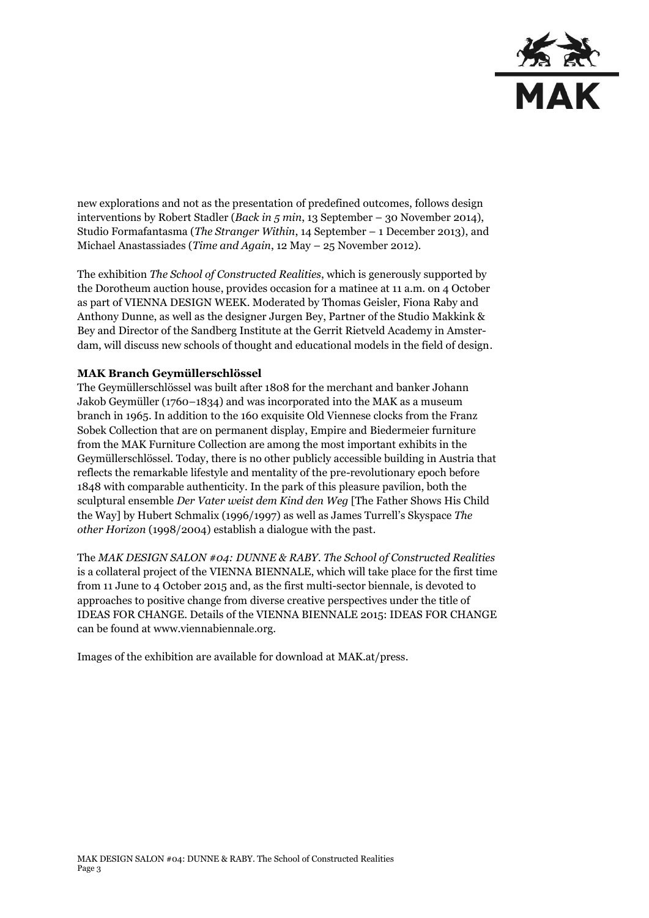new explorations and not as the presentation of predefined outcomes, follows design interventions by Robert Stadler (*Back in 5 min*, 13 September – 30 November 2014), Studio Formafantasma (*The Stranger Within*, 14 September – 1 December 2013), and Michael Anastassiades (*Time and Again*, 12 May – 25 November 2012).

The exhibition *The School of Constructed Realities*, which is generously supported by the Dorotheum auction house, provides occasion for a matinee at 11 a.m. on 4 October as part of VIENNA DESIGN WEEK. Moderated by Thomas Geisler, Fiona Raby and Anthony Dunne, as well as the designer Jurgen Bey, Partner of the Studio Makkink & Bey and Director of the Sandberg Institute at the Gerrit Rietveld Academy in Amsterdam, will discuss new schools of thought and educational models in the field of design.

**MAK Branch Geymüllerschlössel**

The Geymüllerschlössel was built after 1808 for the merchant and banker Johann Jakob Geymüller (1760–1834) and was incorporated into the MAK as a museum branch in 1965. In addition to the 160 exquisite Old Viennese clocks from the Franz Sobek Collection that are on permanent display, Empire and Biedermeier furniture from the MAK Furniture Collection are among the most important exhibits in the Geymüllerschlössel. Today, there is no other publicly accessible building in Austria that reflects the remarkable lifestyle and mentality of the pre-revolutionary epoch before 1848 with comparable authenticity. In the park of this pleasure pavilion, both the sculptural ensemble *Der Vater weist dem Kind den Weg* [The Father Shows His Child the Way] by Hubert Schmalix (1996/1997) as well as James Turrell's Skyspace *The other Horizon* (1998/2004) establish a dialogue with the past.

The *MAK DESIGN SALON #04: DUNNE & RABY. The School of Constructed Realities* is a collateral project of the VIENNA BIENNALE, which will take place for the first time from 11 June to 4 October 2015 and, as the first multi-sector biennale, is devoted to approaches to positive change from diverse creative perspectives under the title of IDEAS FOR CHANGE. Details of the VIENNA BIENNALE 2015: IDEAS FOR CHANGE can be found at www.viennabiennale.org.

Images of the exhibition are available for download at MAK.at/press.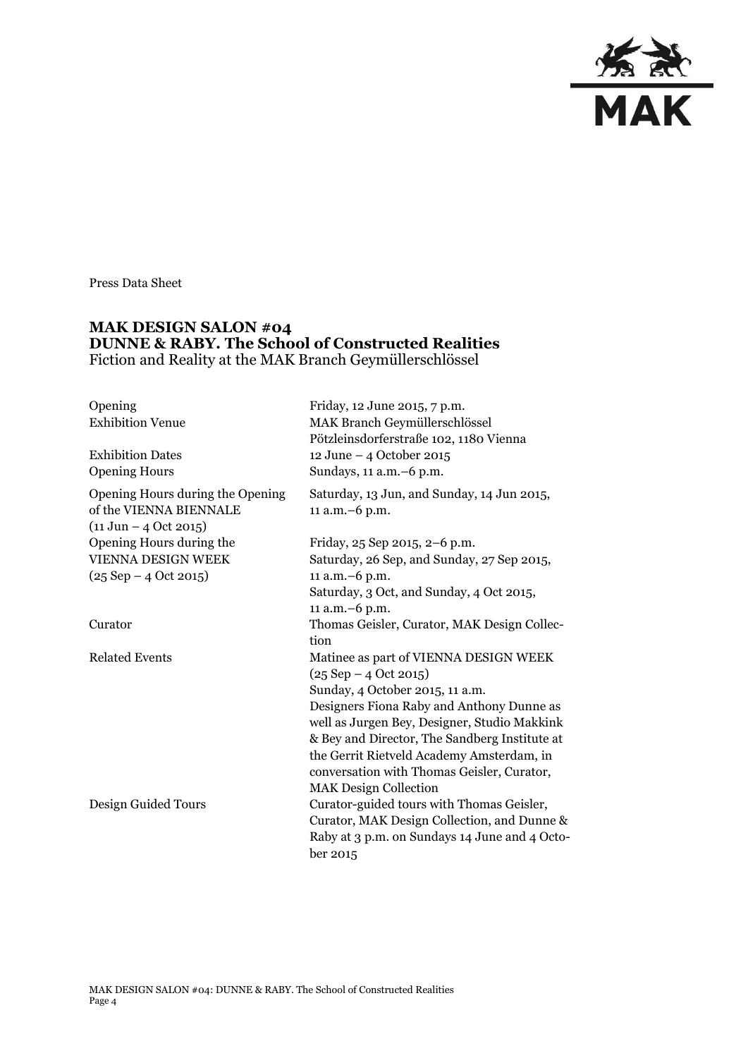Press Data Sheet

## MAK DESIGN SALON #04
## DUNNE & RABY. The School of Constructed Realities

Fiction and Reality at the MAK Branch Geymüllerschlössel

| | |
|---|---|
| Opening | Friday, 12 June 2015, 7 p.m. |
| Exhibition Venue | MAK Branch Geymüllerschlössel<br>Pötzleinsdorferstraße 102, 1180 Vienna |
| Exhibition Dates | 12 June – 4 October 2015 |
| Opening Hours | Sundays, 11 a.m.–6 p.m. |
| Opening Hours during the Opening of the VIENNA BIENNALE (11 Jun – 4 Oct 2015) | Saturday, 13 Jun, and Sunday, 14 Jun 2015, 11 a.m.–6 p.m. |
| Opening Hours during the VIENNA DESIGN WEEK (25 Sep – 4 Oct 2015) | Friday, 25 Sep 2015, 2–6 p.m.<br>Saturday, 26 Sep, and Sunday, 27 Sep 2015, 11 a.m.–6 p.m.<br>Saturday, 3 Oct, and Sunday, 4 Oct 2015, 11 a.m.–6 p.m. |
| Curator | Thomas Geisler, Curator, MAK Design Collection |
| Related Events | Matinee as part of VIENNA DESIGN WEEK (25 Sep – 4 Oct 2015)<br>Sunday, 4 October 2015, 11 a.m.<br>Designers Fiona Raby and Anthony Dunne as well as Jurgen Bey, Designer, Studio Makkink & Bey and Director, The Sandberg Institute at the Gerrit Rietveld Academy Amsterdam, in conversation with Thomas Geisler, Curator, MAK Design Collection |
| Design Guided Tours | Curator-guided tours with Thomas Geisler, Curator, MAK Design Collection, and Dunne & Raby at 3 p.m. on Sundays 14 June and 4 October 2015 |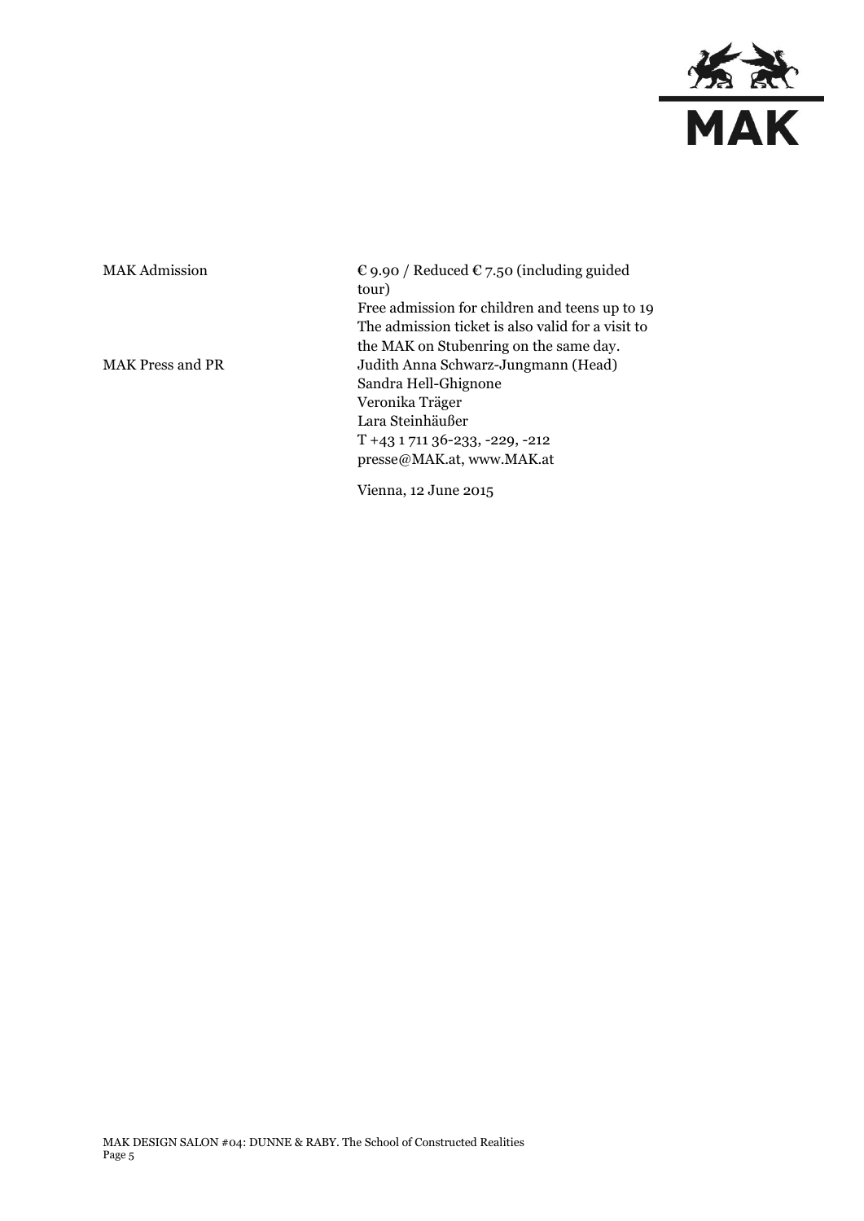| | |
|---|---|
| MAK Admission | € 9.90 / Reduced € 7.50 (including guided tour)<br>Free admission for children and teens up to 19<br>The admission ticket is also valid for a visit to the MAK on Stubenring on the same day. |
| MAK Press and PR | Judith Anna Schwarz-Jungmann (Head)<br>Sandra Hell-Ghignone<br>Veronika Träger<br>Lara Steinhäußer<br>T +43 1 711 36-233, -229, -212<br>presse@MAK.at, www.MAK.at |

Vienna, 12 June 2015